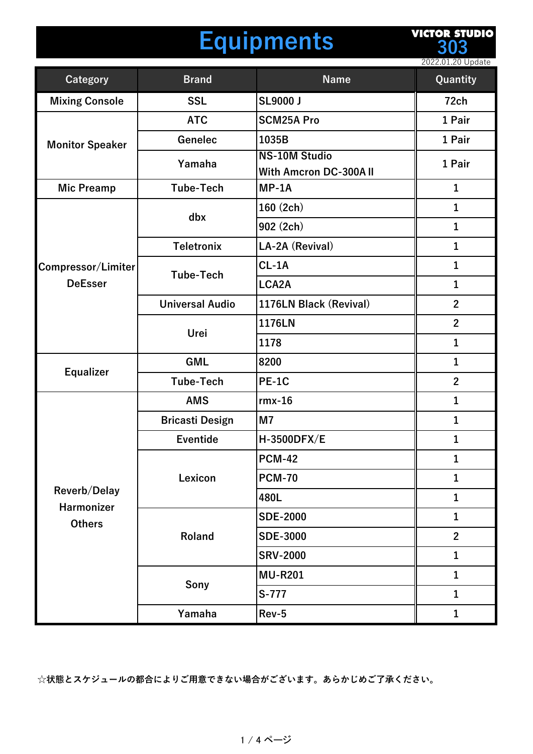# Equipments

VICTOR STUDIO 303

2022.01.20 Update

| Category | Brand | Name | Quantity |
|---|---|---|---|
| Mixing Console | SSL | SL9000 J | 72ch |
| Monitor Speaker | ATC | SCM25A Pro | 1 Pair |
| | Genelec | 1035B | 1 Pair |
| | Yamaha | NS-10M Studio With Amcron DC-300A II | 1 Pair |
| Mic Preamp | Tube-Tech | MP-1A | 1 |
| Compressor/Limiter DeEsser | dbx | 160 (2ch) | 1 |
| | | 902 (2ch) | 1 |
| | Teletronix | LA-2A (Revival) | 1 |
| | Tube-Tech | CL-1A | 1 |
| | | LCA2A | 1 |
| | Universal Audio | 1176LN Black (Revival) | 2 |
| | Urei | 1176LN | 2 |
| | | 1178 | 1 |
| Equalizer | GML | 8200 | 1 |
| | Tube-Tech | PE-1C | 2 |
| Reverb/Delay Harmonizer Others | AMS | rmx-16 | 1 |
| | Bricasti Design | M7 | 1 |
| | Eventide | H-3500DFX/E | 1 |
| | Lexicon | PCM-42 | 1 |
| | | PCM-70 | 1 |
| | | 480L | 1 |
| | Roland | SDE-2000 | 1 |
| | | SDE-3000 | 2 |
| | | SRV-2000 | 1 |
| | Sony | MU-R201 | 1 |
| | | S-777 | 1 |
| | Yamaha | Rev-5 | 1 |

☆状態とスケジュールの都合によりご用意できない場合がございます。あらかじめご了承ください。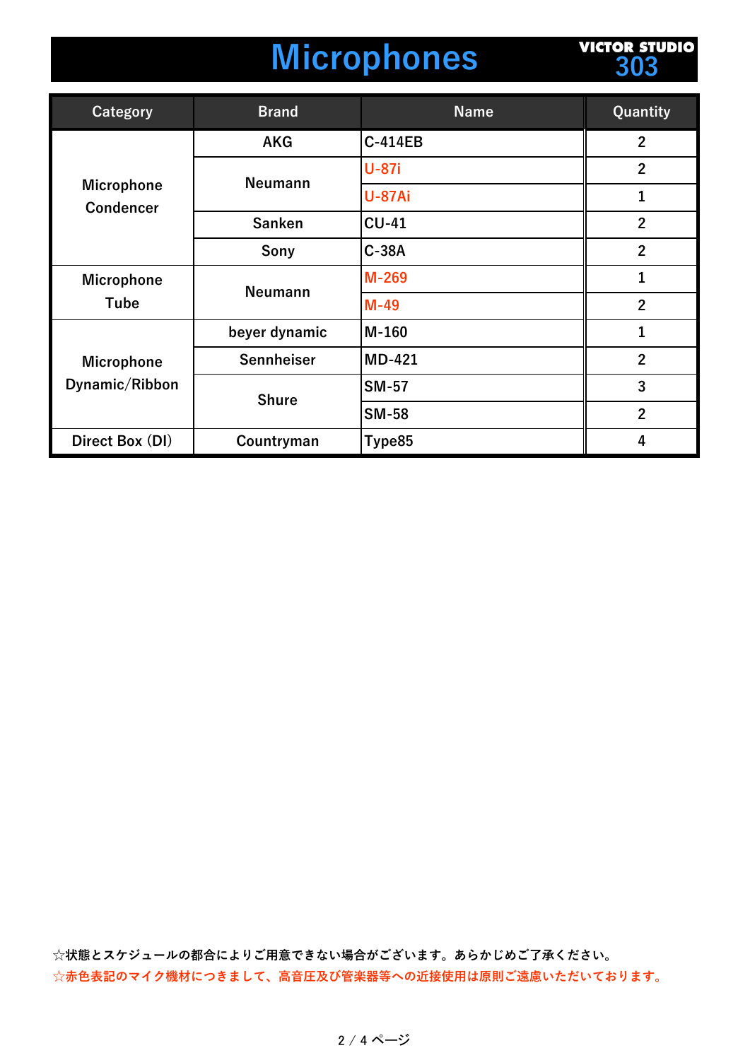# Microphones

VICTOR STUDIO 303

| Category | Brand | Name | Quantity |
|---|---|---|---|
| Microphone Condencer | AKG | C-414EB | 2 |
| | Neumann | U-87i | 2 |
| | | U-87Ai | 1 |
| | Sanken | CU-41 | 2 |
| | Sony | C-38A | 2 |
| Microphone Tube | Neumann | M-269 | 1 |
| | | M-49 | 2 |
| Microphone Dynamic/Ribbon | beyer dynamic | M-160 | 1 |
| | Sennheiser | MD-421 | 2 |
| | Shure | SM-57 | 3 |
| | | SM-58 | 2 |
| Direct Box (DI) | Countryman | Type85 | 4 |

☆状態とスケジュールの都合によりご用意できない場合がございます。あらかじめご了承ください。

☆赤色表記のマイク機材につきまして、高音圧及び管楽器等への近接使用は原則ご遠慮いただいております。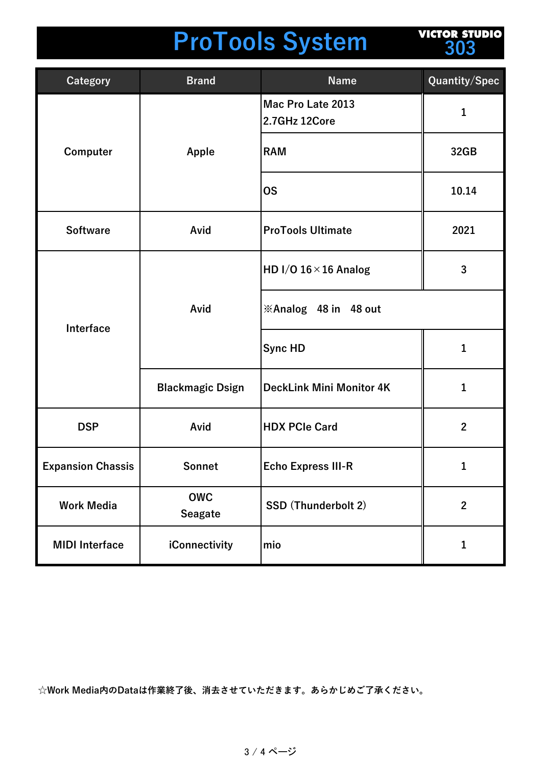# ProTools System

VICTOR STUDIO 303

| Category | Brand | Name | Quantity/Spec |
|---|---|---|---|
| Computer | Apple | Mac Pro Late 2013 2.7GHz 12Core | 1 |
| | | RAM | 32GB |
| | | OS | 10.14 |
| Software | Avid | ProTools Ultimate | 2021 |
| Interface | Avid | HD I/O 16×16 Analog | 3 |
| | | ※Analog　48 in　48 out | |
| | | Sync HD | 1 |
| | Blackmagic Dsign | DeckLink Mini Monitor 4K | 1 |
| DSP | Avid | HDX PCIe Card | 2 |
| Expansion Chassis | Sonnet | Echo Express III-R | 1 |
| Work Media | OWC Seagate | SSD (Thunderbolt 2) | 2 |
| MIDI Interface | iConnectivity | mio | 1 |

☆Work Media内のDataは作業終了後、消去させていただきます。あらかじめご了承ください。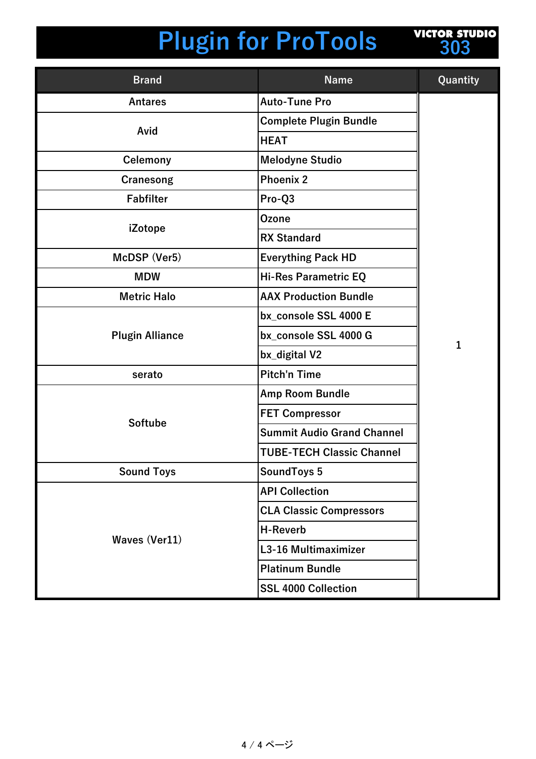# Plugin for ProTools

**VICTOR STUDIO 303**

| Brand | Name | Quantity |
|---|---|---|
| Antares | Auto-Tune Pro | 1 |
| Avid | Complete Plugin Bundle | |
| | HEAT | |
| Celemony | Melodyne Studio | |
| Cranesong | Phoenix 2 | |
| Fabfilter | Pro-Q3 | |
| iZotope | Ozone | |
| | RX Standard | |
| McDSP (Ver5) | Everything Pack HD | |
| MDW | Hi-Res Parametric EQ | |
| Metric Halo | AAX Production Bundle | |
| Plugin Alliance | bx_console SSL 4000 E | |
| | bx_console SSL 4000 G | |
| | bx_digital V2 | |
| serato | Pitch'n Time | |
| Softube | Amp Room Bundle | |
| | FET Compressor | |
| | Summit Audio Grand Channel | |
| | TUBE-TECH Classic Channel | |
| Sound Toys | SoundToys 5 | |
| Waves (Ver11) | API Collection | |
| | CLA Classic Compressors | |
| | H-Reverb | |
| | L3-16 Multimaximizer | |
| | Platinum Bundle | |
| | SSL 4000 Collection | |